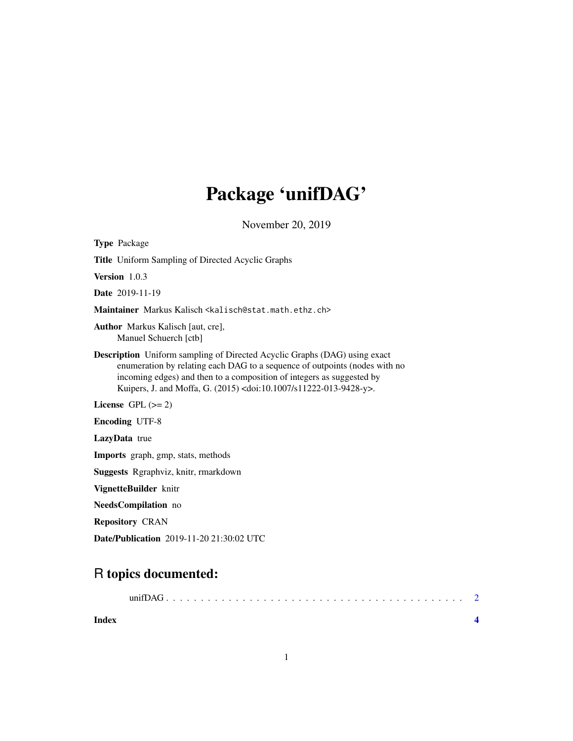# Package 'unifDAG'

November 20, 2019

**Type** Package

**Title** Uniform Sampling of Directed Acyclic Graphs

**Version** 1.0.3

**Date** 2019-11-19

**Maintainer** Markus Kalisch <kalisch@stat.math.ethz.ch>

**Author** Markus Kalisch [aut, cre],
Manuel Schuerch [ctb]

**Description** Uniform sampling of Directed Acyclic Graphs (DAG) using exact enumeration by relating each DAG to a sequence of outpoints (nodes with no incoming edges) and then to a composition of integers as suggested by Kuipers, J. and Moffa, G. (2015) <doi:10.1007/s11222-013-9428-y>.

**License** GPL (>= 2)

**Encoding** UTF-8

**LazyData** true

**Imports** graph, gmp, stats, methods

**Suggests** Rgraphviz, knitr, rmarkdown

**VignetteBuilder** knitr

**NeedsCompilation** no

**Repository** CRAN

**Date/Publication** 2019-11-20 21:30:02 UTC

## R topics documented:

unifDAG . . . . . . . . . . . . . . . . . . . . . . . . . . . . . . . . . . . . . . . . . . 2

**Index** **4**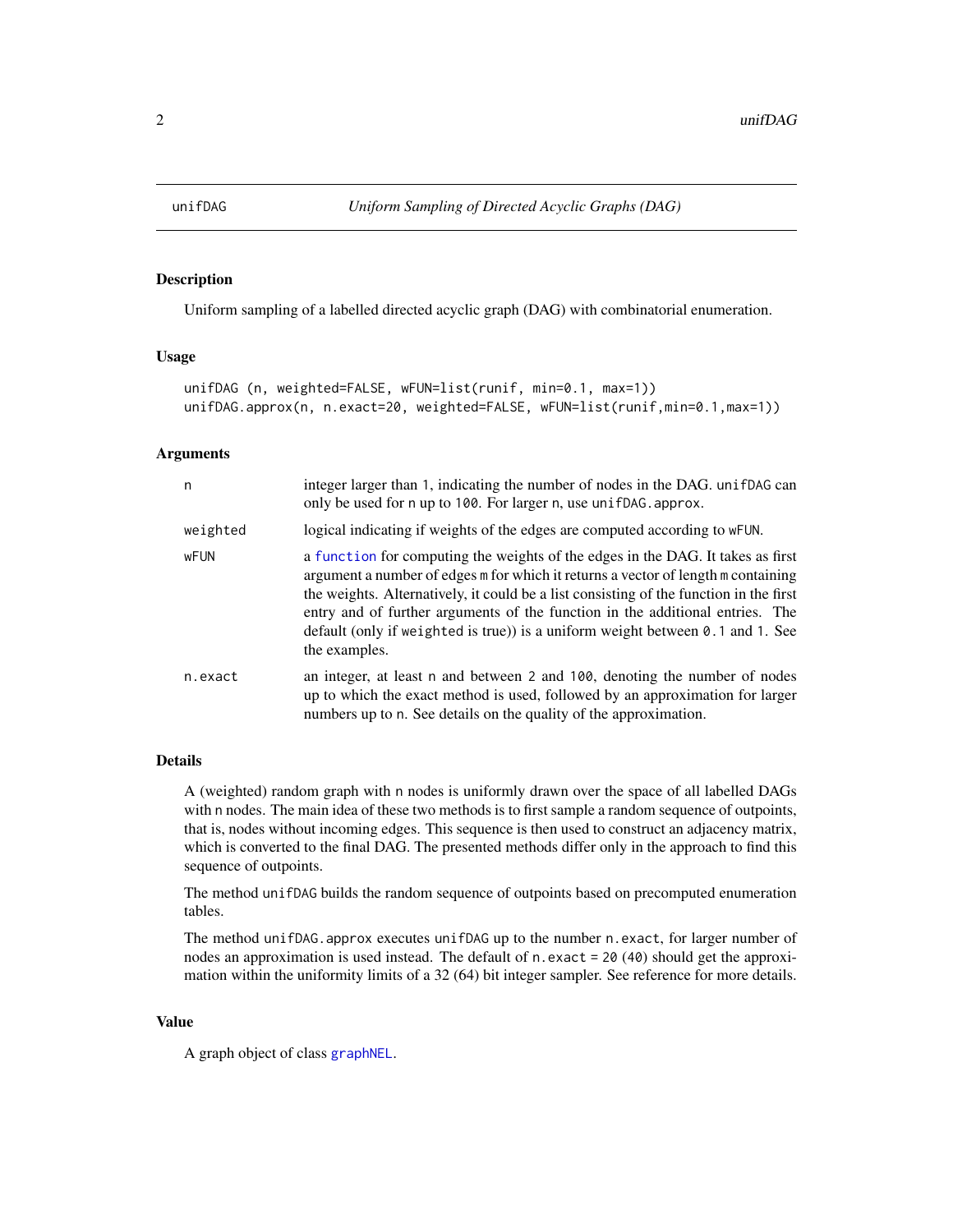unifDAG — *Uniform Sampling of Directed Acyclic Graphs (DAG)*

## Description

Uniform sampling of a labelled directed acyclic graph (DAG) with combinatorial enumeration.

## Usage

```
unifDAG (n, weighted=FALSE, wFUN=list(runif, min=0.1, max=1))
unifDAG.approx(n, n.exact=20, weighted=FALSE, wFUN=list(runif,min=0.1,max=1))
```

## Arguments

| | |
|---|---|
| `n` | integer larger than `1`, indicating the number of nodes in the DAG. `unifDAG` can only be used for `n` up to `100`. For larger `n`, use `unifDAG.approx`. |
| `weighted` | logical indicating if weights of the edges are computed according to `wFUN`. |
| `wFUN` | a `function` for computing the weights of the edges in the DAG. It takes as first argument a number of edges `m` for which it returns a vector of length `m` containing the weights. Alternatively, it could be a list consisting of the function in the first entry and of further arguments of the function in the additional entries. The default (only if `weighted` is true)) is a uniform weight between `0.1` and `1`. See the examples. |
| `n.exact` | an integer, at least `n` and between `2` and `100`, denoting the number of nodes up to which the exact method is used, followed by an approximation for larger numbers up to `n`. See details on the quality of the approximation. |

## Details

A (weighted) random graph with `n` nodes is uniformly drawn over the space of all labelled DAGs with `n` nodes. The main idea of these two methods is to first sample a random sequence of outpoints, that is, nodes without incoming edges. This sequence is then used to construct an adjacency matrix, which is converted to the final DAG. The presented methods differ only in the approach to find this sequence of outpoints.

The method `unifDAG` builds the random sequence of outpoints based on precomputed enumeration tables.

The method `unifDAG.approx` executes `unifDAG` up to the number `n.exact`, for larger number of nodes an approximation is used instead. The default of `n.exact = 20` (`40`) should get the approximation within the uniformity limits of a 32 (64) bit integer sampler. See reference for more details.

## Value

A graph object of class `graphNEL`.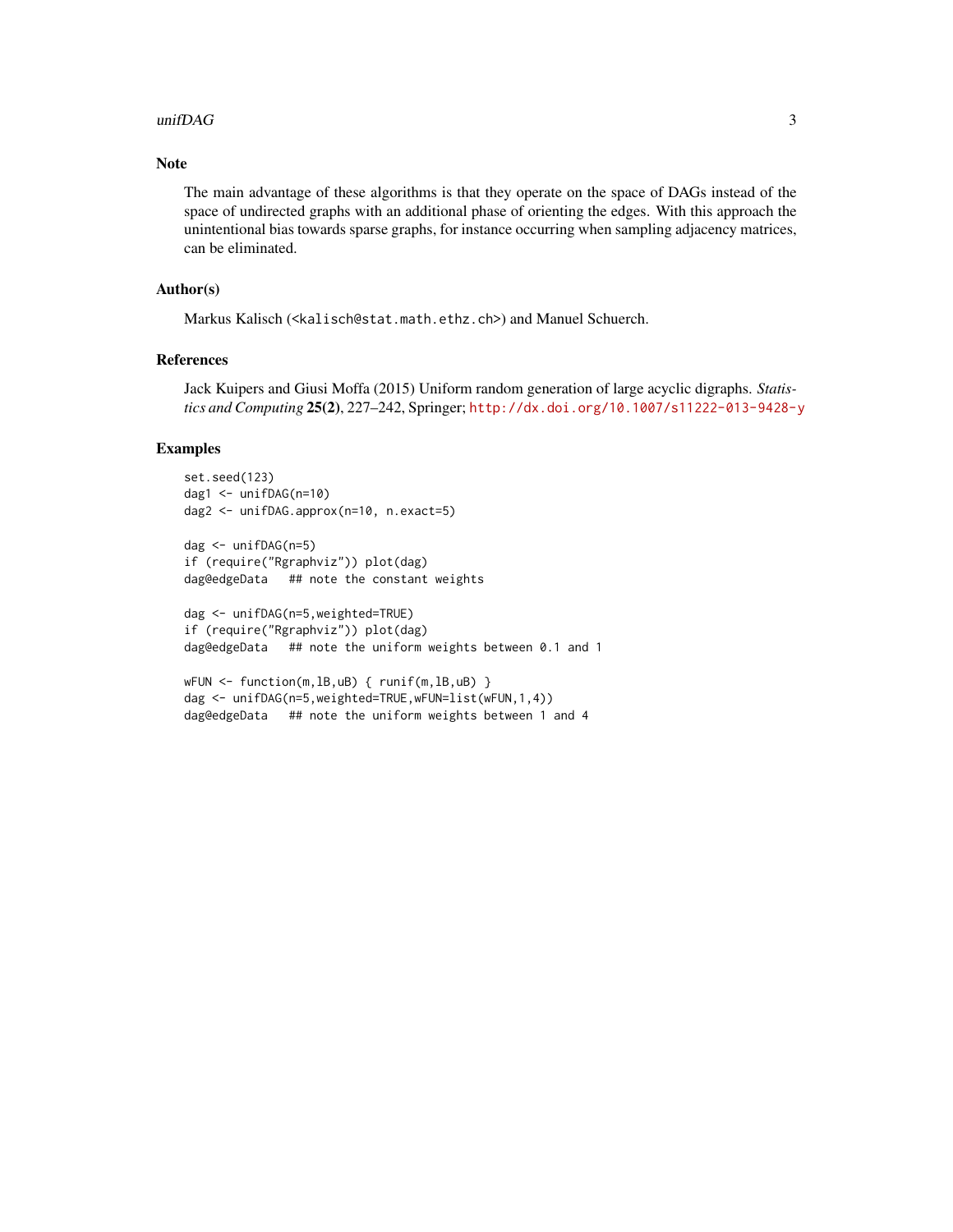## Note

The main advantage of these algorithms is that they operate on the space of DAGs instead of the space of undirected graphs with an additional phase of orienting the edges. With this approach the unintentional bias towards sparse graphs, for instance occurring when sampling adjacency matrices, can be eliminated.

## Author(s)

Markus Kalisch (<kalisch@stat.math.ethz.ch>) and Manuel Schuerch.

## References

Jack Kuipers and Giusi Moffa (2015) Uniform random generation of large acyclic digraphs. *Statistics and Computing* **25(2)**, 227–242, Springer; http://dx.doi.org/10.1007/s11222-013-9428-y

## Examples

```
set.seed(123)
dag1 <- unifDAG(n=10)
dag2 <- unifDAG.approx(n=10, n.exact=5)

dag <- unifDAG(n=5)
if (require("Rgraphviz")) plot(dag)
dag@edgeData   ## note the constant weights

dag <- unifDAG(n=5,weighted=TRUE)
if (require("Rgraphviz")) plot(dag)
dag@edgeData   ## note the uniform weights between 0.1 and 1

wFUN <- function(m,lB,uB) { runif(m,lB,uB) }
dag <- unifDAG(n=5,weighted=TRUE,wFUN=list(wFUN,1,4))
dag@edgeData   ## note the uniform weights between 1 and 4
```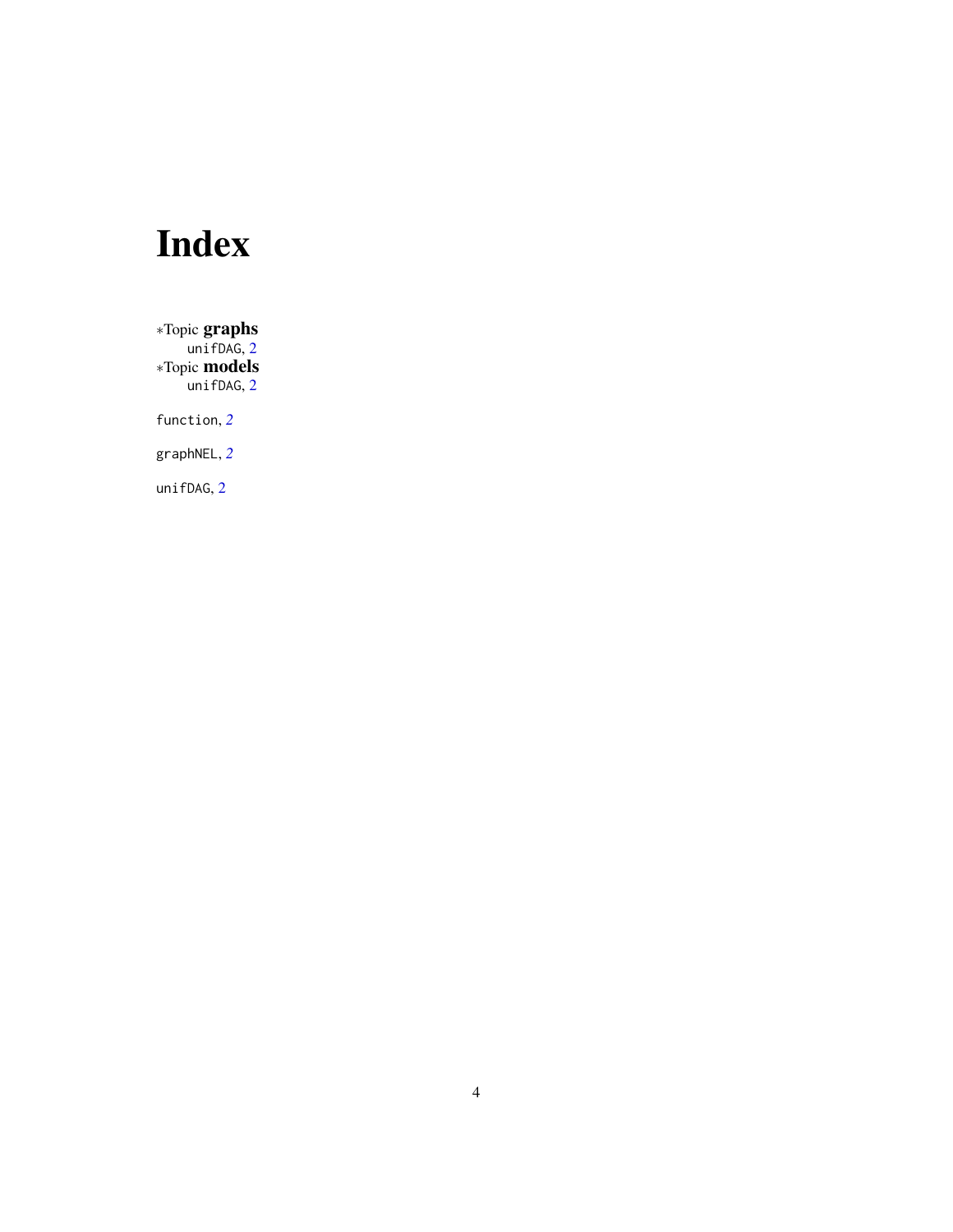# Index

∗Topic **graphs**
    unifDAG, 2
∗Topic **models**
    unifDAG, 2

function, *2*

graphNEL, *2*

unifDAG, 2